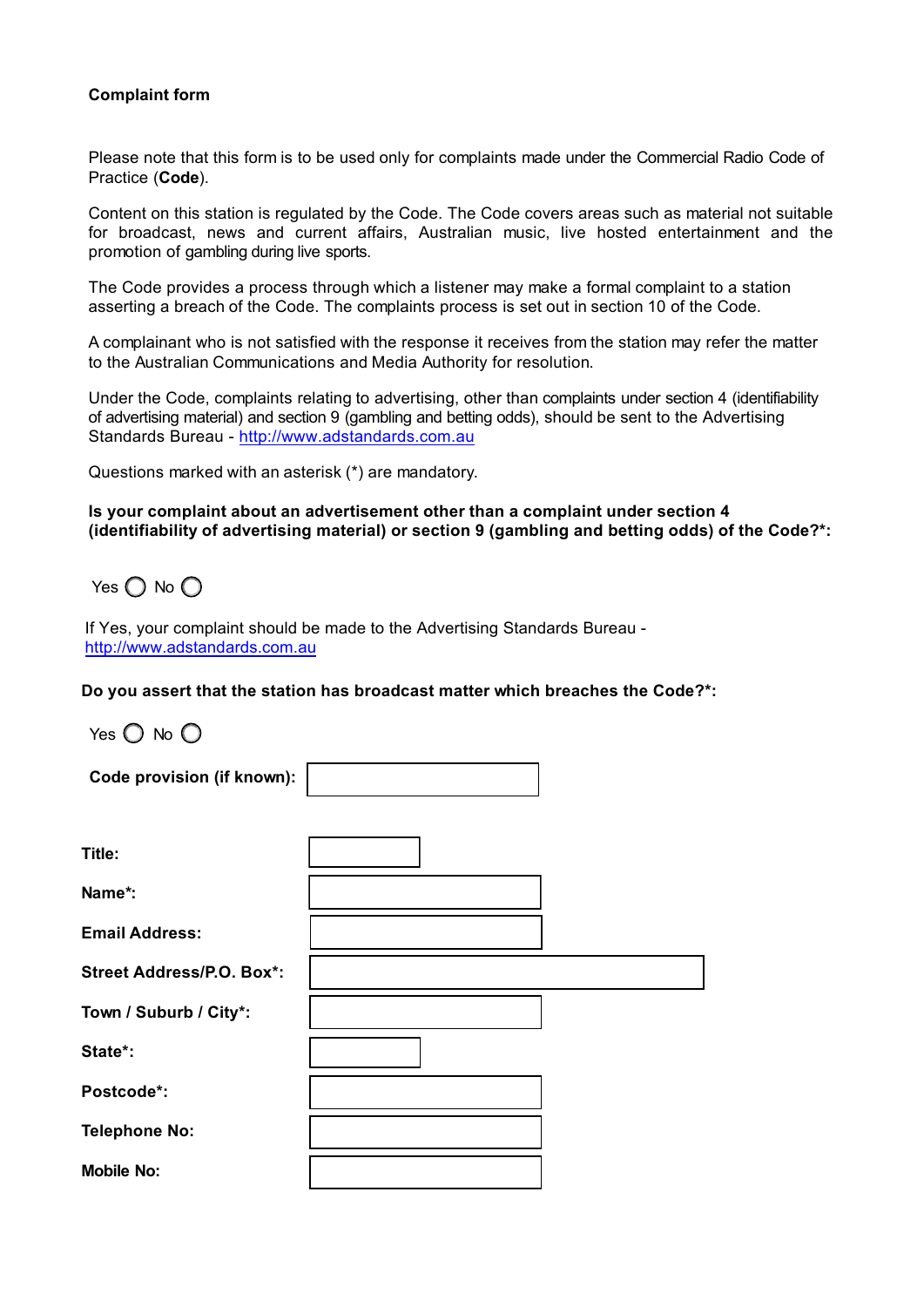**Complaint form**

Please note that this form is to be used only for complaints made under the Commercial Radio Code of Practice (**Code**).

Content on this station is regulated by the Code. The Code covers areas such as material not suitable for broadcast, news and current affairs, Australian music, live hosted entertainment and the promotion of gambling during live sports.

The Code provides a process through which a listener may make a formal complaint to a station asserting a breach of the Code. The complaints process is set out in section 10 of the Code.

A complainant who is not satisfied with the response it receives from the station may refer the matter to the Australian Communications and Media Authority for resolution.

Under the Code, complaints relating to advertising, other than complaints under section 4 (identifiability of advertising material) and section 9 (gambling and betting odds), should be sent to the Advertising Standards Bureau - http://www.adstandards.com.au

Questions marked with an asterisk (*) are mandatory.

**Is your complaint about an advertisement other than a complaint under section 4 (identifiability of advertising material) or section 9 (gambling and betting odds) of the Code?*:**

Yes ◯ No ◯

If Yes, your complaint should be made to the Advertising Standards Bureau - http://www.adstandards.com.au

**Do you assert that the station has broadcast matter which breaches the Code?*:**

Yes ◯ No ◯

**Code provision (if known):** ____________

**Title:** ____________

**Name*:** ____________

**Email Address:** ____________

**Street Address/P.O. Box*:** ____________

**Town / Suburb / City*:** ____________

**State*:** ____________

**Postcode*:** ____________

**Telephone No:** ____________

**Mobile No:** ____________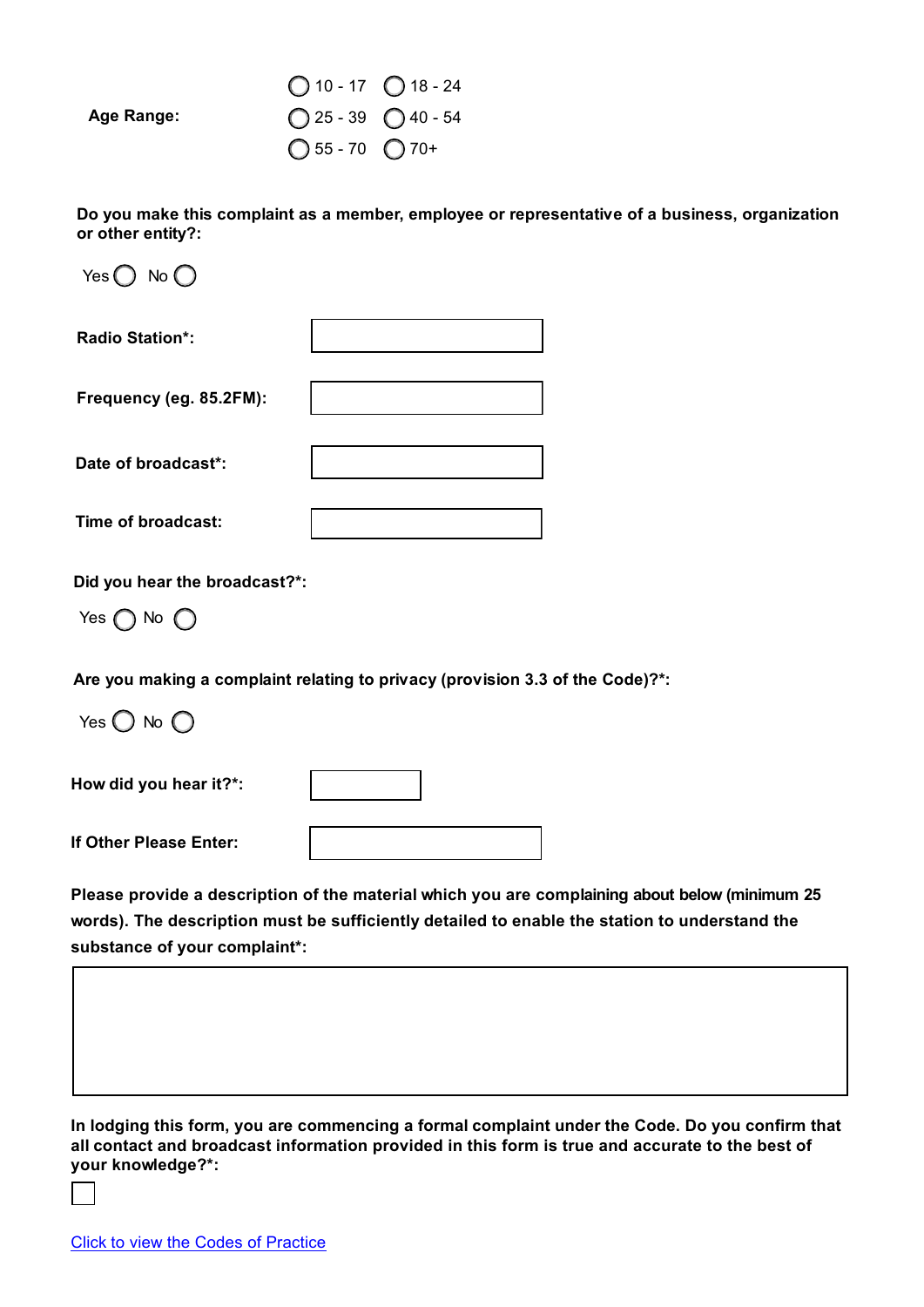**Age Range:**

◯ 10 - 17 ◯ 18 - 24
◯ 25 - 39 ◯ 40 - 54
◯ 55 - 70 ◯ 70+

**Do you make this complaint as a member, employee or representative of a business, organization or other entity?:**

Yes ◯ No ◯

**Radio Station*:**

**Frequency (eg. 85.2FM):**

**Date of broadcast*:**

**Time of broadcast:**

**Did you hear the broadcast?*:**

Yes ◯ No ◯

**Are you making a complaint relating to privacy (provision 3.3 of the Code)?*:**

Yes ◯ No ◯

**How did you hear it?*:**

**If Other Please Enter:**

**Please provide a description of the material which you are complaining about below (minimum 25 words). The description must be sufficiently detailed to enable the station to understand the substance of your complaint*:**

**In lodging this form, you are commencing a formal complaint under the Code. Do you confirm that all contact and broadcast information provided in this form is true and accurate to the best of your knowledge?*:**

☐

Click to view the Codes of Practice